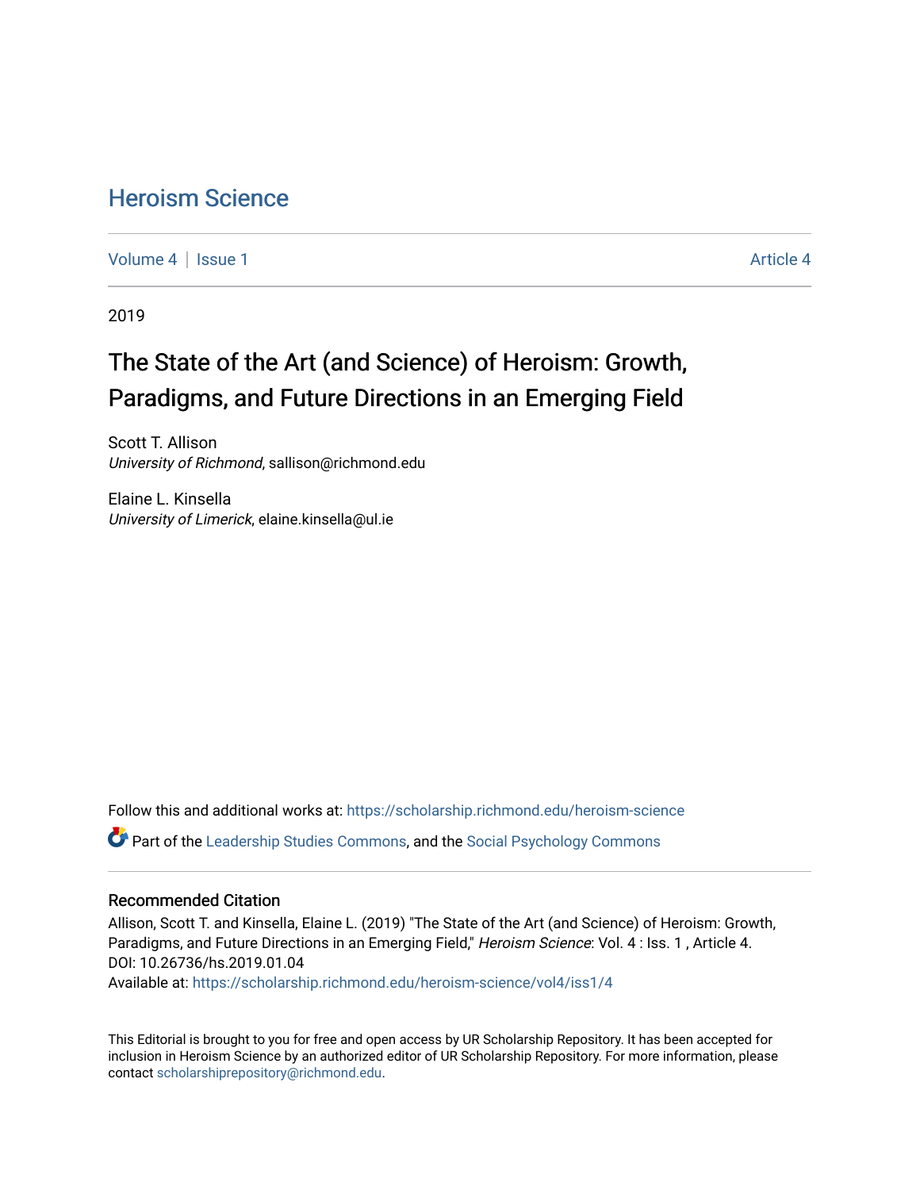# Heroism Science

Volume 4 | Issue 1 Article 4

2019

## The State of the Art (and Science) of Heroism: Growth, Paradigms, and Future Directions in an Emerging Field

Scott T. Allison
*University of Richmond*, sallison@richmond.edu

Elaine L. Kinsella
*University of Limerick*, elaine.kinsella@ul.ie

Follow this and additional works at: https://scholarship.richmond.edu/heroism-science

Part of the Leadership Studies Commons, and the Social Psychology Commons

### Recommended Citation

Allison, Scott T. and Kinsella, Elaine L. (2019) "The State of the Art (and Science) of Heroism: Growth, Paradigms, and Future Directions in an Emerging Field," *Heroism Science*: Vol. 4 : Iss. 1 , Article 4.
DOI: 10.26736/hs.2019.01.04
Available at: https://scholarship.richmond.edu/heroism-science/vol4/iss1/4

This Editorial is brought to you for free and open access by UR Scholarship Repository. It has been accepted for inclusion in Heroism Science by an authorized editor of UR Scholarship Repository. For more information, please contact scholarshiprepository@richmond.edu.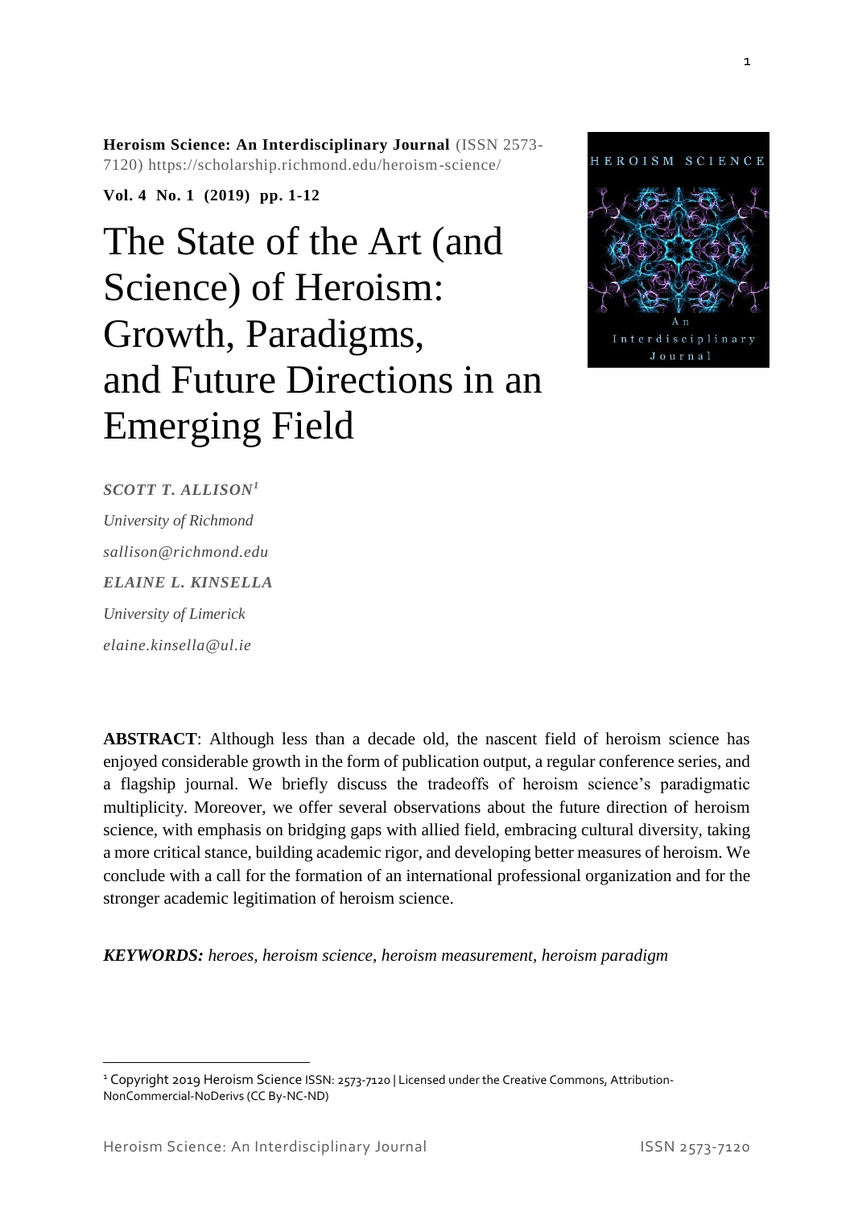**Heroism Science: An Interdisciplinary Journal** (ISSN 2573-7120) https://scholarship.richmond.edu/heroism-science/

**Vol. 4 No. 1 (2019) pp. 1-12**

# The State of the Art (and Science) of Heroism: Growth, Paradigms, and Future Directions in an Emerging Field

***SCOTT T. ALLISON[1]***

*University of Richmond*

*sallison@richmond.edu*

***ELAINE L. KINSELLA***

*University of Limerick*

*elaine.kinsella@ul.ie*

**ABSTRACT**: Although less than a decade old, the nascent field of heroism science has enjoyed considerable growth in the form of publication output, a regular conference series, and a flagship journal. We briefly discuss the tradeoffs of heroism science's paradigmatic multiplicity. Moreover, we offer several observations about the future direction of heroism science, with emphasis on bridging gaps with allied field, embracing cultural diversity, taking a more critical stance, building academic rigor, and developing better measures of heroism. We conclude with a call for the formation of an international professional organization and for the stronger academic legitimation of heroism science.

***KEYWORDS:*** *heroes, heroism science, heroism measurement, heroism paradigm*

[1] Copyright 2019 Heroism Science ISSN: 2573-7120 | Licensed under the Creative Commons, Attribution-NonCommercial-NoDerivs (CC By-NC-ND)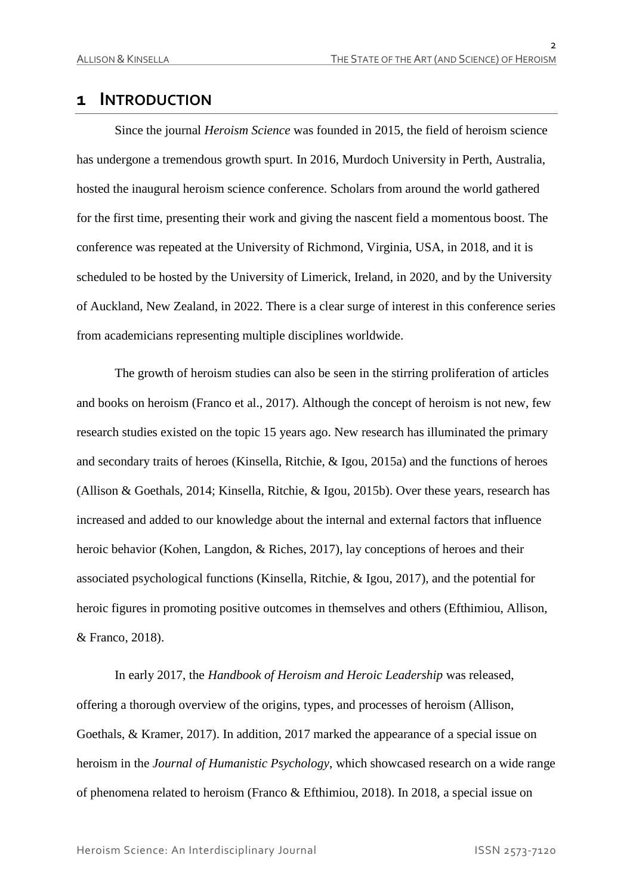# 1 INTRODUCTION

Since the journal *Heroism Science* was founded in 2015, the field of heroism science has undergone a tremendous growth spurt. In 2016, Murdoch University in Perth, Australia, hosted the inaugural heroism science conference. Scholars from around the world gathered for the first time, presenting their work and giving the nascent field a momentous boost. The conference was repeated at the University of Richmond, Virginia, USA, in 2018, and it is scheduled to be hosted by the University of Limerick, Ireland, in 2020, and by the University of Auckland, New Zealand, in 2022. There is a clear surge of interest in this conference series from academicians representing multiple disciplines worldwide.

The growth of heroism studies can also be seen in the stirring proliferation of articles and books on heroism (Franco et al., 2017). Although the concept of heroism is not new, few research studies existed on the topic 15 years ago. New research has illuminated the primary and secondary traits of heroes (Kinsella, Ritchie, & Igou, 2015a) and the functions of heroes (Allison & Goethals, 2014; Kinsella, Ritchie, & Igou, 2015b). Over these years, research has increased and added to our knowledge about the internal and external factors that influence heroic behavior (Kohen, Langdon, & Riches, 2017), lay conceptions of heroes and their associated psychological functions (Kinsella, Ritchie, & Igou, 2017), and the potential for heroic figures in promoting positive outcomes in themselves and others (Efthimiou, Allison, & Franco, 2018).

In early 2017, the *Handbook of Heroism and Heroic Leadership* was released, offering a thorough overview of the origins, types, and processes of heroism (Allison, Goethals, & Kramer, 2017). In addition, 2017 marked the appearance of a special issue on heroism in the *Journal of Humanistic Psychology*, which showcased research on a wide range of phenomena related to heroism (Franco & Efthimiou, 2018). In 2018, a special issue on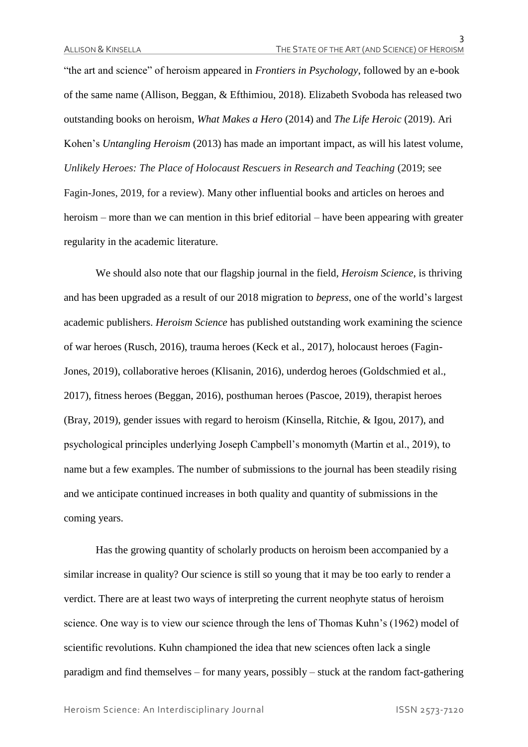"the art and science" of heroism appeared in *Frontiers in Psychology*, followed by an e-book of the same name (Allison, Beggan, & Efthimiou, 2018). Elizabeth Svoboda has released two outstanding books on heroism, *What Makes a Hero* (2014) and *The Life Heroic* (2019). Ari Kohen's *Untangling Heroism* (2013) has made an important impact, as will his latest volume, *Unlikely Heroes: The Place of Holocaust Rescuers in Research and Teaching* (2019; see Fagin-Jones, 2019, for a review). Many other influential books and articles on heroes and heroism – more than we can mention in this brief editorial – have been appearing with greater regularity in the academic literature.

We should also note that our flagship journal in the field, *Heroism Science*, is thriving and has been upgraded as a result of our 2018 migration to *bepress*, one of the world's largest academic publishers. *Heroism Science* has published outstanding work examining the science of war heroes (Rusch, 2016), trauma heroes (Keck et al., 2017), holocaust heroes (Fagin-Jones, 2019), collaborative heroes (Klisanin, 2016), underdog heroes (Goldschmied et al., 2017), fitness heroes (Beggan, 2016), posthuman heroes (Pascoe, 2019), therapist heroes (Bray, 2019), gender issues with regard to heroism (Kinsella, Ritchie, & Igou, 2017), and psychological principles underlying Joseph Campbell's monomyth (Martin et al., 2019), to name but a few examples. The number of submissions to the journal has been steadily rising and we anticipate continued increases in both quality and quantity of submissions in the coming years.

Has the growing quantity of scholarly products on heroism been accompanied by a similar increase in quality? Our science is still so young that it may be too early to render a verdict. There are at least two ways of interpreting the current neophyte status of heroism science. One way is to view our science through the lens of Thomas Kuhn's (1962) model of scientific revolutions. Kuhn championed the idea that new sciences often lack a single paradigm and find themselves – for many years, possibly – stuck at the random fact-gathering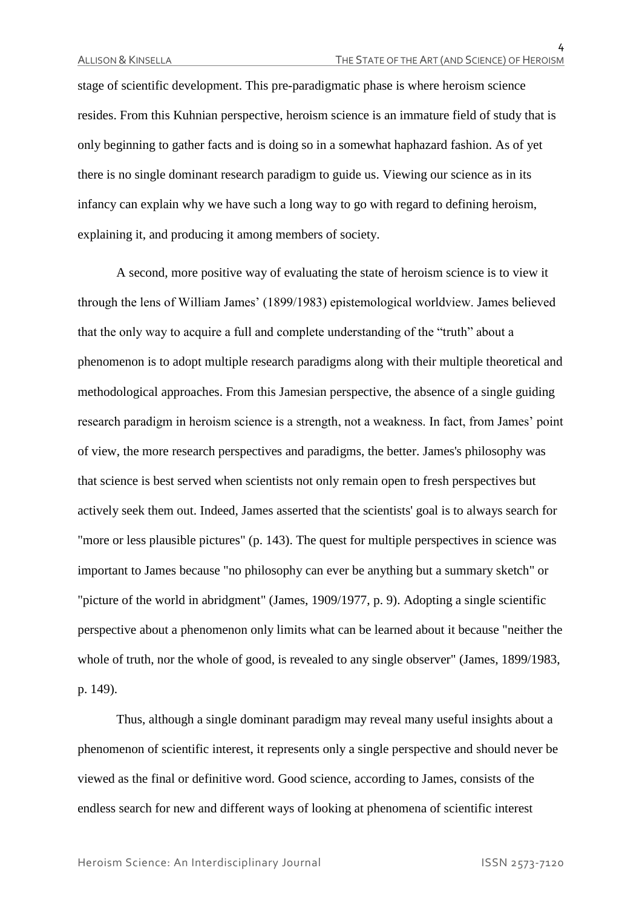stage of scientific development. This pre-paradigmatic phase is where heroism science resides. From this Kuhnian perspective, heroism science is an immature field of study that is only beginning to gather facts and is doing so in a somewhat haphazard fashion. As of yet there is no single dominant research paradigm to guide us. Viewing our science as in its infancy can explain why we have such a long way to go with regard to defining heroism, explaining it, and producing it among members of society.

A second, more positive way of evaluating the state of heroism science is to view it through the lens of William James' (1899/1983) epistemological worldview. James believed that the only way to acquire a full and complete understanding of the "truth" about a phenomenon is to adopt multiple research paradigms along with their multiple theoretical and methodological approaches. From this Jamesian perspective, the absence of a single guiding research paradigm in heroism science is a strength, not a weakness. In fact, from James' point of view, the more research perspectives and paradigms, the better. James's philosophy was that science is best served when scientists not only remain open to fresh perspectives but actively seek them out. Indeed, James asserted that the scientists' goal is to always search for "more or less plausible pictures" (p. 143). The quest for multiple perspectives in science was important to James because "no philosophy can ever be anything but a summary sketch" or "picture of the world in abridgment" (James, 1909/1977, p. 9). Adopting a single scientific perspective about a phenomenon only limits what can be learned about it because "neither the whole of truth, nor the whole of good, is revealed to any single observer" (James, 1899/1983, p. 149).

Thus, although a single dominant paradigm may reveal many useful insights about a phenomenon of scientific interest, it represents only a single perspective and should never be viewed as the final or definitive word. Good science, according to James, consists of the endless search for new and different ways of looking at phenomena of scientific interest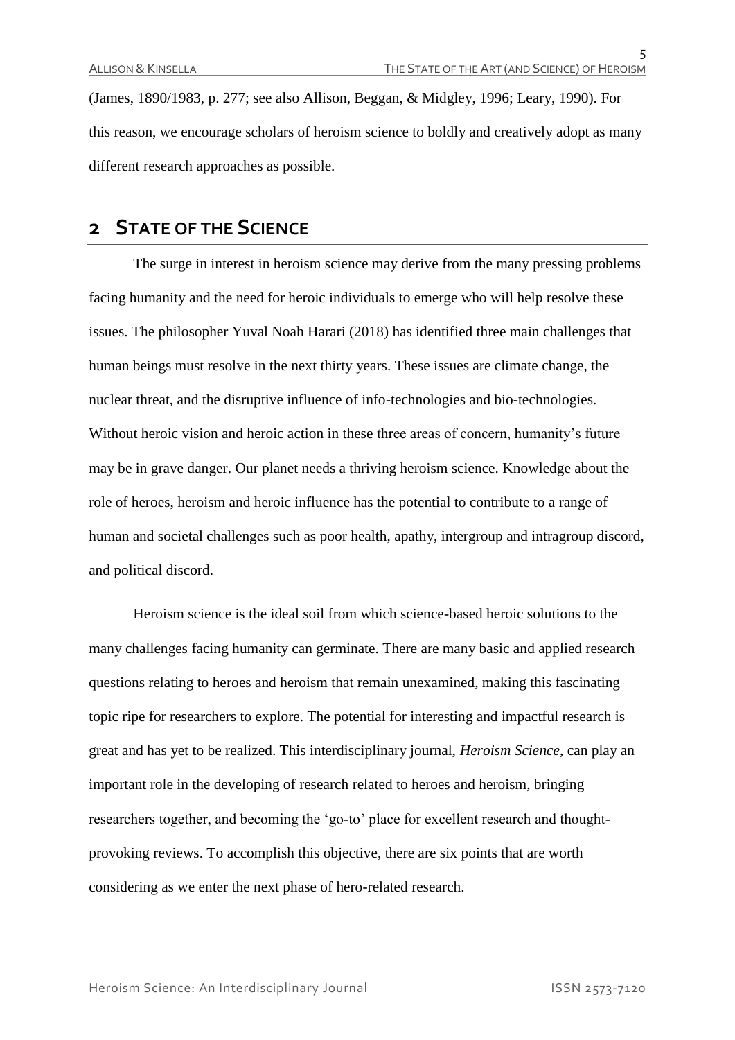(James, 1890/1983, p. 277; see also Allison, Beggan, & Midgley, 1996; Leary, 1990). For this reason, we encourage scholars of heroism science to boldly and creatively adopt as many different research approaches as possible.

## 2 STATE OF THE SCIENCE

The surge in interest in heroism science may derive from the many pressing problems facing humanity and the need for heroic individuals to emerge who will help resolve these issues. The philosopher Yuval Noah Harari (2018) has identified three main challenges that human beings must resolve in the next thirty years. These issues are climate change, the nuclear threat, and the disruptive influence of info-technologies and bio-technologies. Without heroic vision and heroic action in these three areas of concern, humanity's future may be in grave danger. Our planet needs a thriving heroism science. Knowledge about the role of heroes, heroism and heroic influence has the potential to contribute to a range of human and societal challenges such as poor health, apathy, intergroup and intragroup discord, and political discord.

Heroism science is the ideal soil from which science-based heroic solutions to the many challenges facing humanity can germinate. There are many basic and applied research questions relating to heroes and heroism that remain unexamined, making this fascinating topic ripe for researchers to explore. The potential for interesting and impactful research is great and has yet to be realized. This interdisciplinary journal, *Heroism Science*, can play an important role in the developing of research related to heroes and heroism, bringing researchers together, and becoming the 'go-to' place for excellent research and thought-provoking reviews. To accomplish this objective, there are six points that are worth considering as we enter the next phase of hero-related research.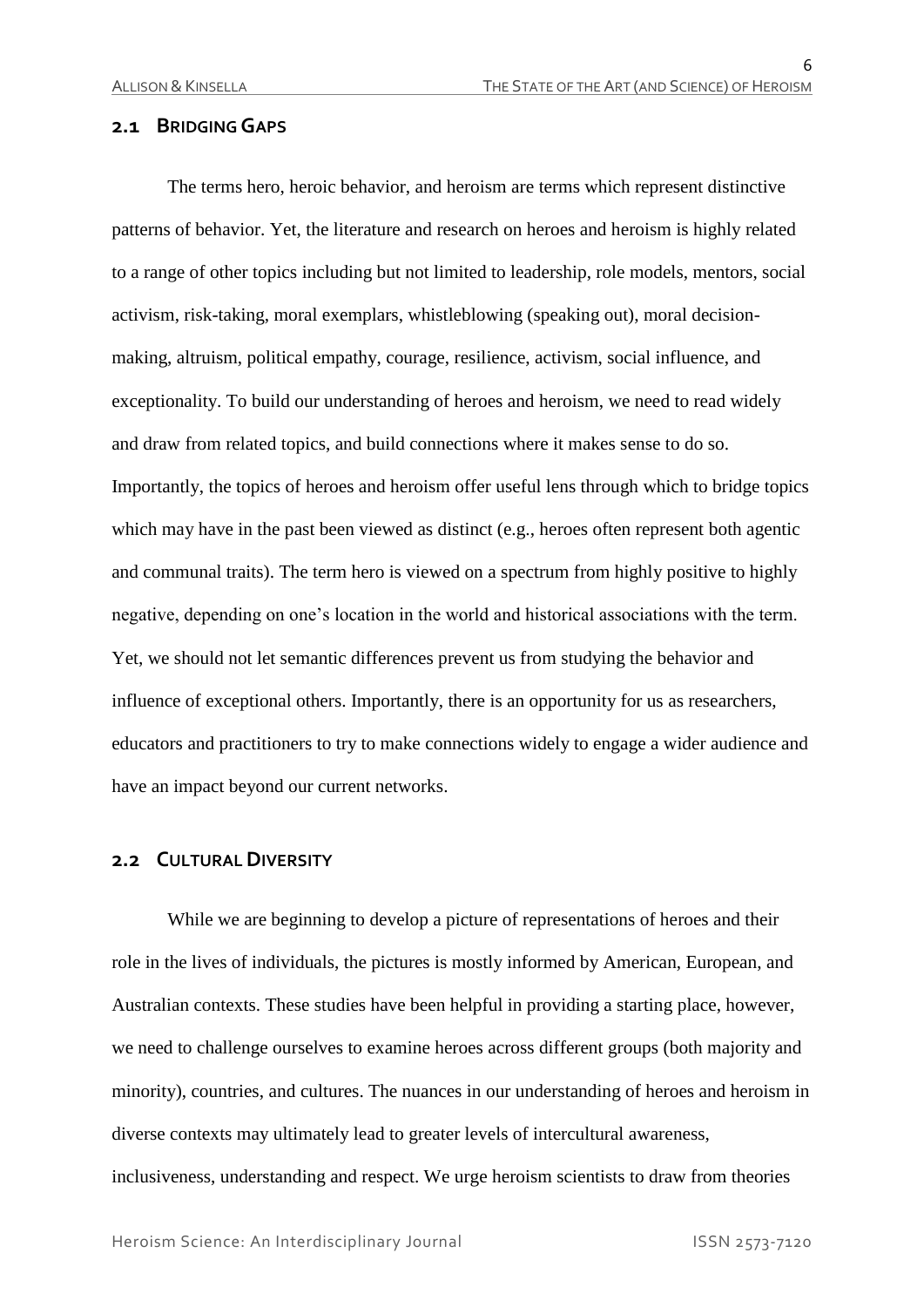## 2.1 Bridging Gaps

The terms hero, heroic behavior, and heroism are terms which represent distinctive patterns of behavior. Yet, the literature and research on heroes and heroism is highly related to a range of other topics including but not limited to leadership, role models, mentors, social activism, risk-taking, moral exemplars, whistleblowing (speaking out), moral decision-making, altruism, political empathy, courage, resilience, activism, social influence, and exceptionality. To build our understanding of heroes and heroism, we need to read widely and draw from related topics, and build connections where it makes sense to do so. Importantly, the topics of heroes and heroism offer useful lens through which to bridge topics which may have in the past been viewed as distinct (e.g., heroes often represent both agentic and communal traits). The term hero is viewed on a spectrum from highly positive to highly negative, depending on one's location in the world and historical associations with the term. Yet, we should not let semantic differences prevent us from studying the behavior and influence of exceptional others. Importantly, there is an opportunity for us as researchers, educators and practitioners to try to make connections widely to engage a wider audience and have an impact beyond our current networks.

## 2.2 Cultural Diversity

While we are beginning to develop a picture of representations of heroes and their role in the lives of individuals, the pictures is mostly informed by American, European, and Australian contexts. These studies have been helpful in providing a starting place, however, we need to challenge ourselves to examine heroes across different groups (both majority and minority), countries, and cultures. The nuances in our understanding of heroes and heroism in diverse contexts may ultimately lead to greater levels of intercultural awareness, inclusiveness, understanding and respect. We urge heroism scientists to draw from theories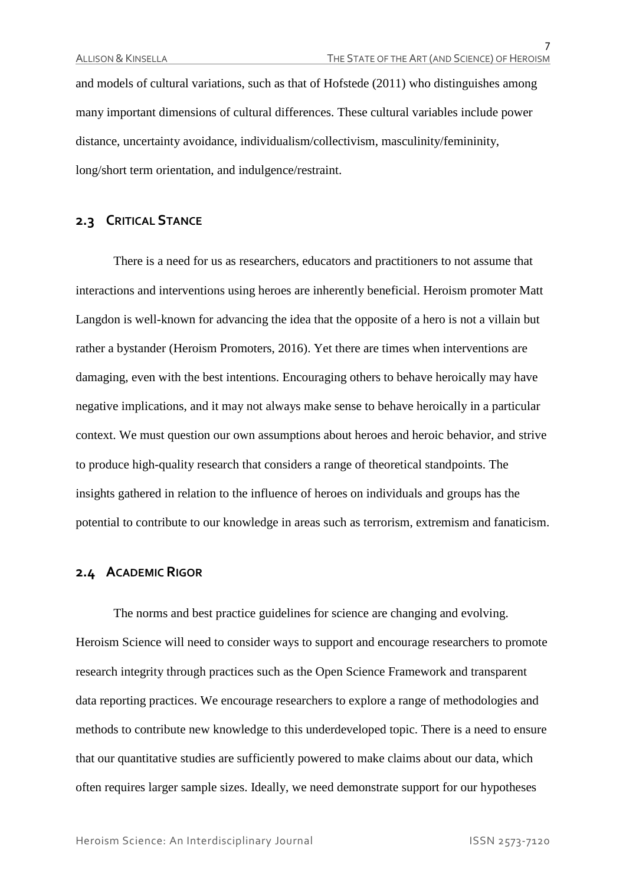and models of cultural variations, such as that of Hofstede (2011) who distinguishes among many important dimensions of cultural differences. These cultural variables include power distance, uncertainty avoidance, individualism/collectivism, masculinity/femininity, long/short term orientation, and indulgence/restraint.

## 2.3 Critical Stance

There is a need for us as researchers, educators and practitioners to not assume that interactions and interventions using heroes are inherently beneficial. Heroism promoter Matt Langdon is well-known for advancing the idea that the opposite of a hero is not a villain but rather a bystander (Heroism Promoters, 2016). Yet there are times when interventions are damaging, even with the best intentions. Encouraging others to behave heroically may have negative implications, and it may not always make sense to behave heroically in a particular context. We must question our own assumptions about heroes and heroic behavior, and strive to produce high-quality research that considers a range of theoretical standpoints. The insights gathered in relation to the influence of heroes on individuals and groups has the potential to contribute to our knowledge in areas such as terrorism, extremism and fanaticism.

## 2.4 Academic Rigor

The norms and best practice guidelines for science are changing and evolving. Heroism Science will need to consider ways to support and encourage researchers to promote research integrity through practices such as the Open Science Framework and transparent data reporting practices. We encourage researchers to explore a range of methodologies and methods to contribute new knowledge to this underdeveloped topic. There is a need to ensure that our quantitative studies are sufficiently powered to make claims about our data, which often requires larger sample sizes. Ideally, we need demonstrate support for our hypotheses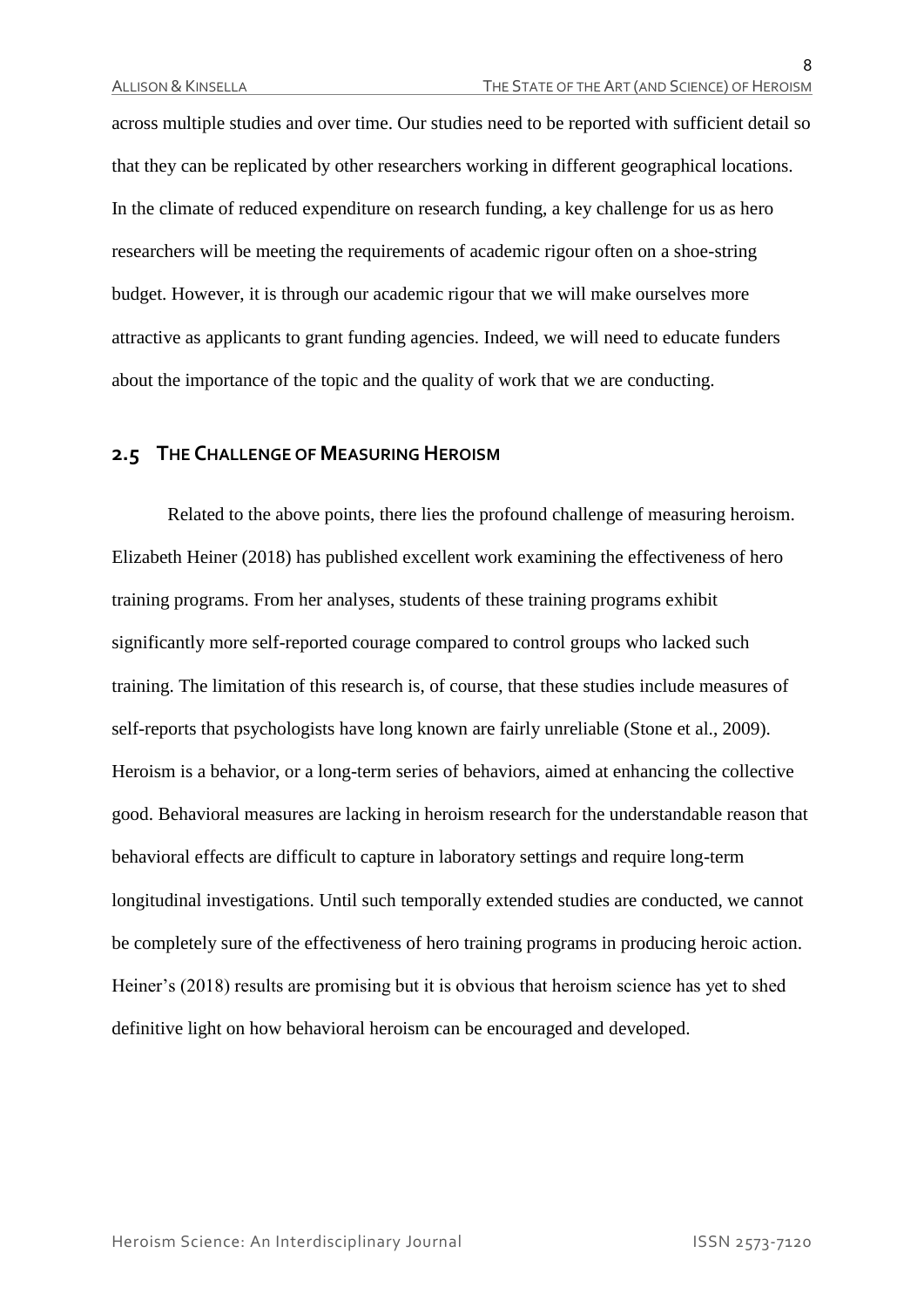across multiple studies and over time. Our studies need to be reported with sufficient detail so that they can be replicated by other researchers working in different geographical locations. In the climate of reduced expenditure on research funding, a key challenge for us as hero researchers will be meeting the requirements of academic rigour often on a shoe-string budget. However, it is through our academic rigour that we will make ourselves more attractive as applicants to grant funding agencies. Indeed, we will need to educate funders about the importance of the topic and the quality of work that we are conducting.

## 2.5 The Challenge of Measuring Heroism

Related to the above points, there lies the profound challenge of measuring heroism. Elizabeth Heiner (2018) has published excellent work examining the effectiveness of hero training programs. From her analyses, students of these training programs exhibit significantly more self-reported courage compared to control groups who lacked such training. The limitation of this research is, of course, that these studies include measures of self-reports that psychologists have long known are fairly unreliable (Stone et al., 2009). Heroism is a behavior, or a long-term series of behaviors, aimed at enhancing the collective good. Behavioral measures are lacking in heroism research for the understandable reason that behavioral effects are difficult to capture in laboratory settings and require long-term longitudinal investigations. Until such temporally extended studies are conducted, we cannot be completely sure of the effectiveness of hero training programs in producing heroic action. Heiner's (2018) results are promising but it is obvious that heroism science has yet to shed definitive light on how behavioral heroism can be encouraged and developed.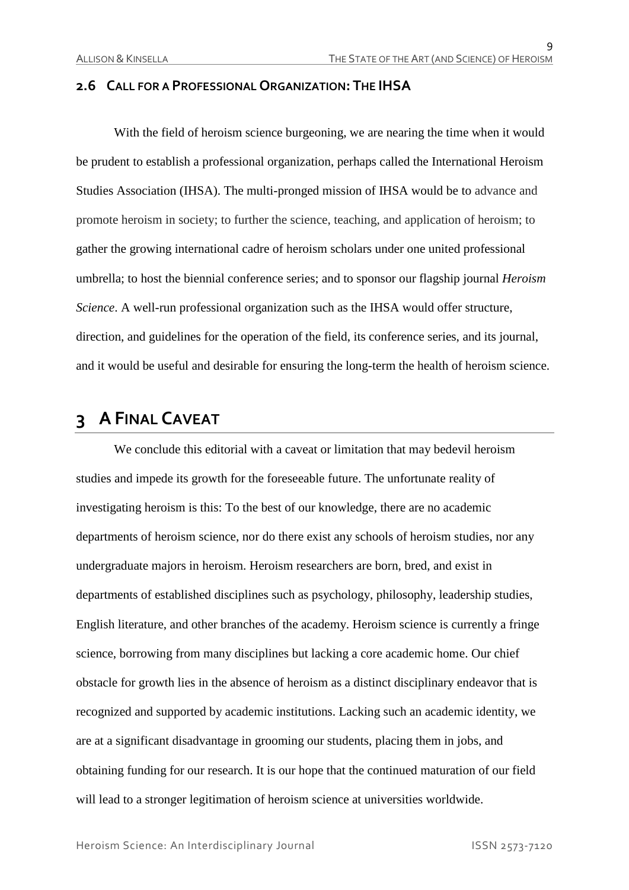### 2.6 Call for a Professional Organization: The IHSA

With the field of heroism science burgeoning, we are nearing the time when it would be prudent to establish a professional organization, perhaps called the International Heroism Studies Association (IHSA). The multi-pronged mission of IHSA would be to advance and promote heroism in society; to further the science, teaching, and application of heroism; to gather the growing international cadre of heroism scholars under one united professional umbrella; to host the biennial conference series; and to sponsor our flagship journal *Heroism Science*. A well-run professional organization such as the IHSA would offer structure, direction, and guidelines for the operation of the field, its conference series, and its journal, and it would be useful and desirable for ensuring the long-term the health of heroism science.

# 3 A Final Caveat

We conclude this editorial with a caveat or limitation that may bedevil heroism studies and impede its growth for the foreseeable future. The unfortunate reality of investigating heroism is this: To the best of our knowledge, there are no academic departments of heroism science, nor do there exist any schools of heroism studies, nor any undergraduate majors in heroism. Heroism researchers are born, bred, and exist in departments of established disciplines such as psychology, philosophy, leadership studies, English literature, and other branches of the academy. Heroism science is currently a fringe science, borrowing from many disciplines but lacking a core academic home. Our chief obstacle for growth lies in the absence of heroism as a distinct disciplinary endeavor that is recognized and supported by academic institutions. Lacking such an academic identity, we are at a significant disadvantage in grooming our students, placing them in jobs, and obtaining funding for our research. It is our hope that the continued maturation of our field will lead to a stronger legitimation of heroism science at universities worldwide.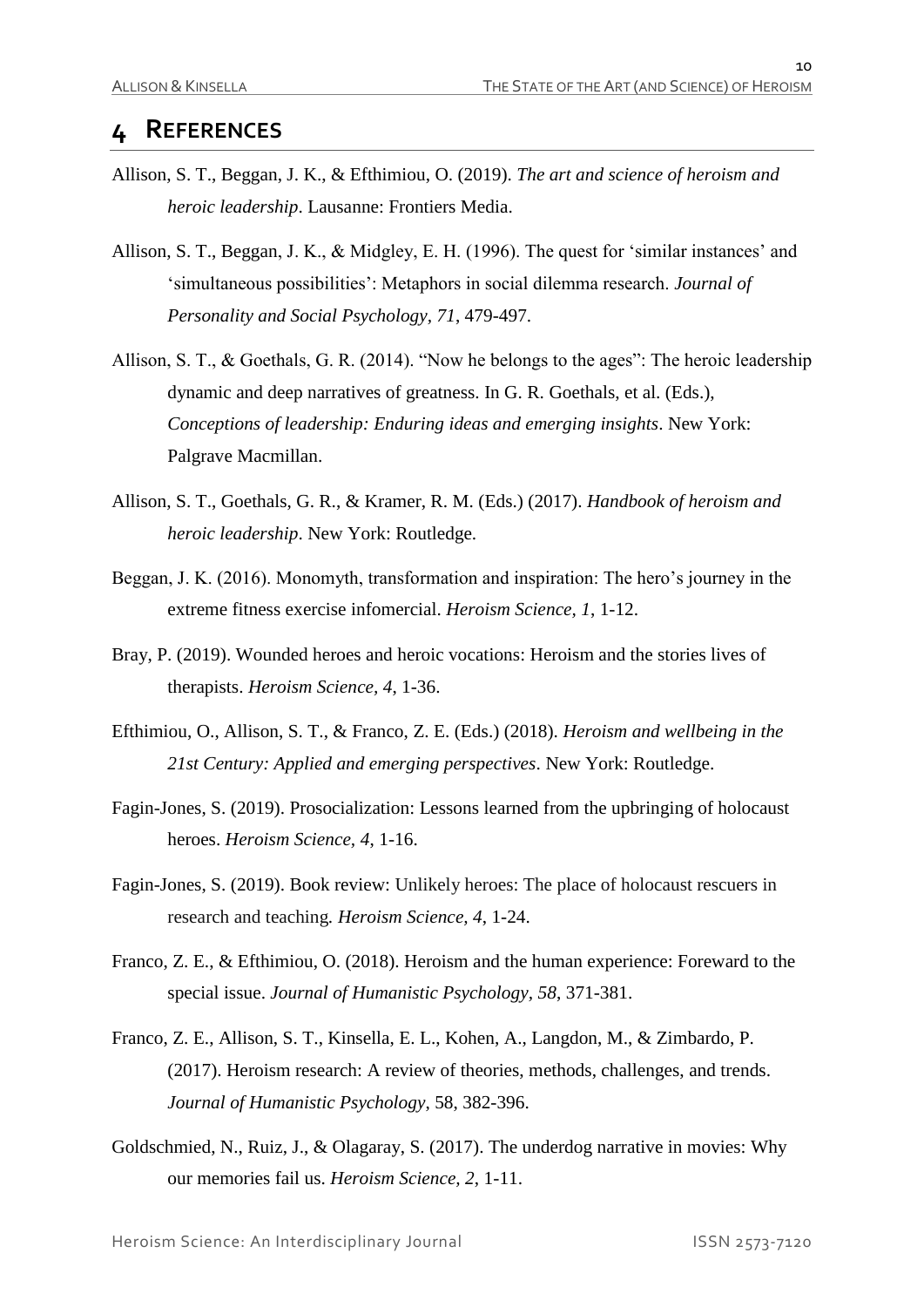# 4 REFERENCES

Allison, S. T., Beggan, J. K., & Efthimiou, O. (2019). *The art and science of heroism and heroic leadership*. Lausanne: Frontiers Media.

Allison, S. T., Beggan, J. K., & Midgley, E. H. (1996). The quest for 'similar instances' and 'simultaneous possibilities': Metaphors in social dilemma research. *Journal of Personality and Social Psychology, 71*, 479-497.

Allison, S. T., & Goethals, G. R. (2014). "Now he belongs to the ages": The heroic leadership dynamic and deep narratives of greatness. In G. R. Goethals, et al. (Eds.), *Conceptions of leadership: Enduring ideas and emerging insights*. New York: Palgrave Macmillan.

Allison, S. T., Goethals, G. R., & Kramer, R. M. (Eds.) (2017). *Handbook of heroism and heroic leadership*. New York: Routledge.

Beggan, J. K. (2016). Monomyth, transformation and inspiration: The hero's journey in the extreme fitness exercise infomercial. *Heroism Science, 1*, 1-12.

Bray, P. (2019). Wounded heroes and heroic vocations: Heroism and the stories lives of therapists. *Heroism Science, 4*, 1-36.

Efthimiou, O., Allison, S. T., & Franco, Z. E. (Eds.) (2018). *Heroism and wellbeing in the 21st Century: Applied and emerging perspectives*. New York: Routledge.

Fagin-Jones, S. (2019). Prosocialization: Lessons learned from the upbringing of holocaust heroes. *Heroism Science, 4*, 1-16.

Fagin-Jones, S. (2019). Book review: Unlikely heroes: The place of holocaust rescuers in research and teaching. *Heroism Science, 4*, 1-24.

Franco, Z. E., & Efthimiou, O. (2018). Heroism and the human experience: Foreward to the special issue. *Journal of Humanistic Psychology, 58*, 371-381.

Franco, Z. E., Allison, S. T., Kinsella, E. L., Kohen, A., Langdon, M., & Zimbardo, P. (2017). Heroism research: A review of theories, methods, challenges, and trends. *Journal of Humanistic Psychology*, 58, 382-396.

Goldschmied, N., Ruiz, J., & Olagaray, S. (2017). The underdog narrative in movies: Why our memories fail us. *Heroism Science, 2*, 1-11.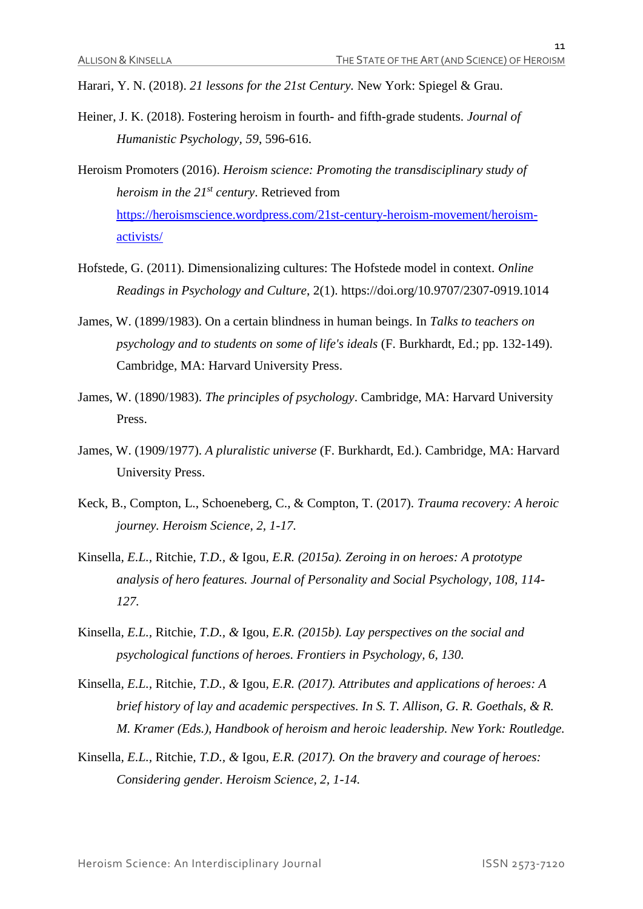Harari, Y. N. (2018). *21 lessons for the 21st Century.* New York: Spiegel & Grau.

Heiner, J. K. (2018). Fostering heroism in fourth- and fifth-grade students. *Journal of Humanistic Psychology*, *59*, 596-616.

Heroism Promoters (2016). *Heroism science: Promoting the transdisciplinary study of heroism in the 21st century*. Retrieved from https://heroismscience.wordpress.com/21st-century-heroism-movement/heroism-activists/

Hofstede, G. (2011). Dimensionalizing cultures: The Hofstede model in context. *Online Readings in Psychology and Culture*, 2(1). https://doi.org/10.9707/2307-0919.1014

James, W. (1899/1983). On a certain blindness in human beings. In *Talks to teachers on psychology and to students on some of life's ideals* (F. Burkhardt, Ed.; pp. 132-149). Cambridge, MA: Harvard University Press.

James, W. (1890/1983). *The principles of psychology*. Cambridge, MA: Harvard University Press.

James, W. (1909/1977). *A pluralistic universe* (F. Burkhardt, Ed.). Cambridge, MA: Harvard University Press.

Keck, B., Compton, L., Schoeneberg, C., & Compton, T. (2017). *Trauma recovery: A heroic journey. Heroism Science, 2, 1-17.*

Kinsella, *E.L.,* Ritchie, *T.D., &* Igou, *E.R. (2015a). Zeroing in on heroes: A prototype analysis of hero features. Journal of Personality and Social Psychology, 108, 114-127.*

Kinsella, *E.L.,* Ritchie, *T.D., &* Igou, *E.R. (2015b). Lay perspectives on the social and psychological functions of heroes. Frontiers in Psychology, 6, 130.*

Kinsella, *E.L.,* Ritchie, *T.D., &* Igou, *E.R. (2017). Attributes and applications of heroes: A brief history of lay and academic perspectives. In S. T. Allison, G. R. Goethals, & R. M. Kramer (Eds.), Handbook of heroism and heroic leadership. New York: Routledge.*

Kinsella, *E.L.,* Ritchie, *T.D., &* Igou, *E.R. (2017). On the bravery and courage of heroes: Considering gender. Heroism Science, 2, 1-14.*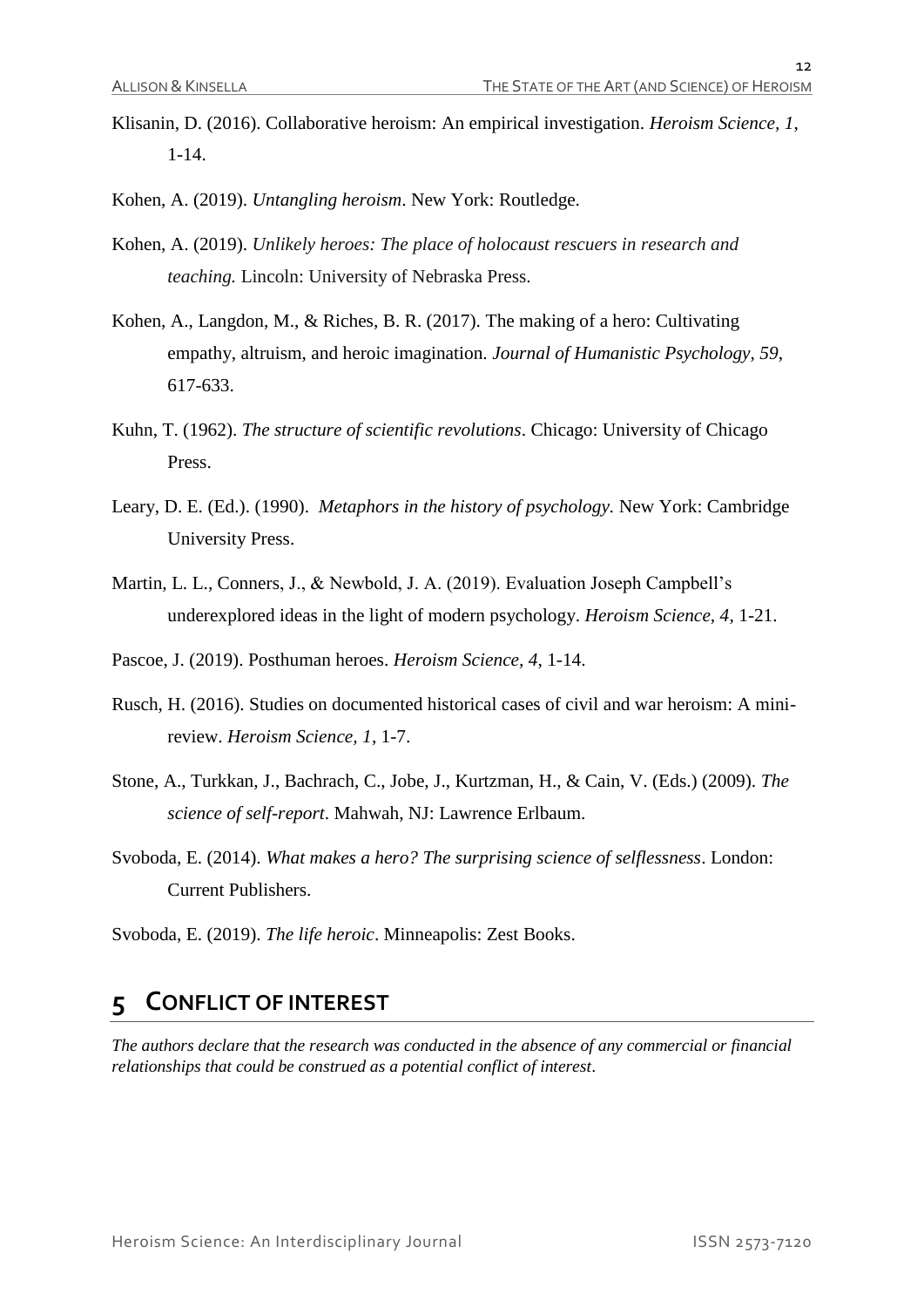Klisanin, D. (2016). Collaborative heroism: An empirical investigation. *Heroism Science, 1*, 1-14.

Kohen, A. (2019). *Untangling heroism*. New York: Routledge.

Kohen, A. (2019). *Unlikely heroes: The place of holocaust rescuers in research and teaching.* Lincoln: University of Nebraska Press.

Kohen, A., Langdon, M., & Riches, B. R. (2017). The making of a hero: Cultivating empathy, altruism, and heroic imagination. *Journal of Humanistic Psychology, 59*, 617-633.

Kuhn, T. (1962). *The structure of scientific revolutions*. Chicago: University of Chicago Press.

Leary, D. E. (Ed.). (1990). *Metaphors in the history of psychology.* New York: Cambridge University Press.

Martin, L. L., Conners, J., & Newbold, J. A. (2019). Evaluation Joseph Campbell's underexplored ideas in the light of modern psychology. *Heroism Science, 4*, 1-21.

Pascoe, J. (2019). Posthuman heroes. *Heroism Science, 4*, 1-14.

Rusch, H. (2016). Studies on documented historical cases of civil and war heroism: A mini-review. *Heroism Science, 1*, 1-7.

Stone, A., Turkkan, J., Bachrach, C., Jobe, J., Kurtzman, H., & Cain, V. (Eds.) (2009). *The science of self-report*. Mahwah, NJ: Lawrence Erlbaum.

Svoboda, E. (2014). *What makes a hero? The surprising science of selflessness*. London: Current Publishers.

Svoboda, E. (2019). *The life heroic*. Minneapolis: Zest Books.

# 5 CONFLICT OF INTEREST

*The authors declare that the research was conducted in the absence of any commercial or financial relationships that could be construed as a potential conflict of interest.*